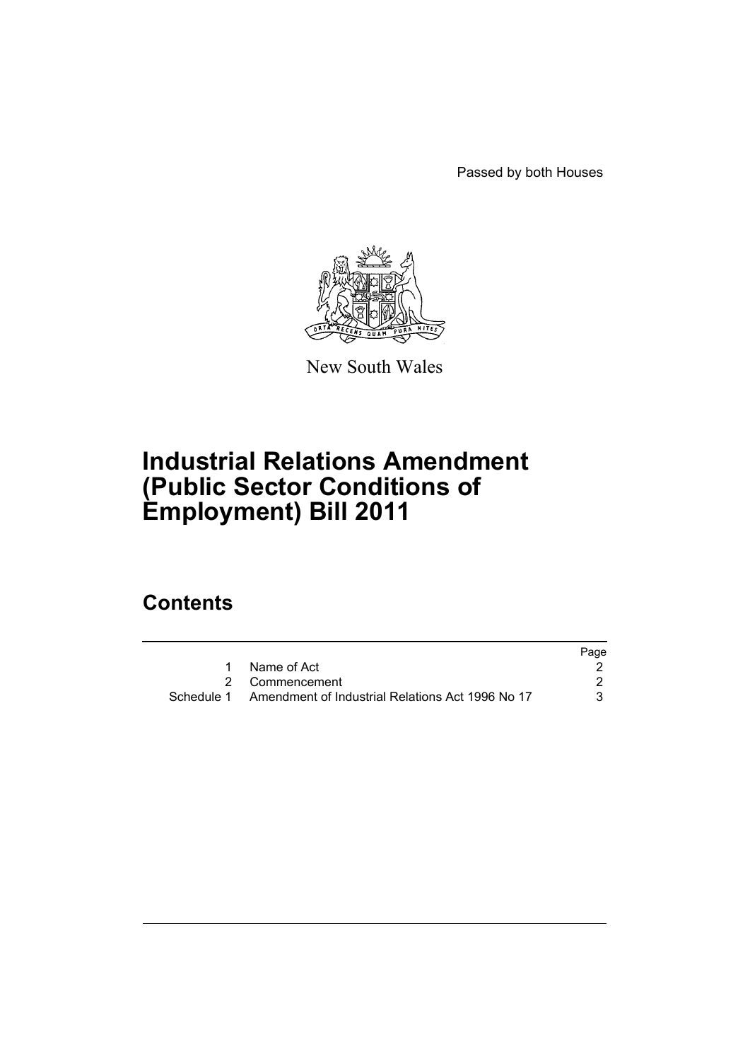Passed by both Houses

New South Wales

# Industrial Relations Amendment (Public Sector Conditions of Employment) Bill 2011

## Contents

| | | Page |
|---|---|---|
| 1 | Name of Act | 2 |
| 2 | Commencement | 2 |
| Schedule 1 | Amendment of Industrial Relations Act 1996 No 17 | 3 |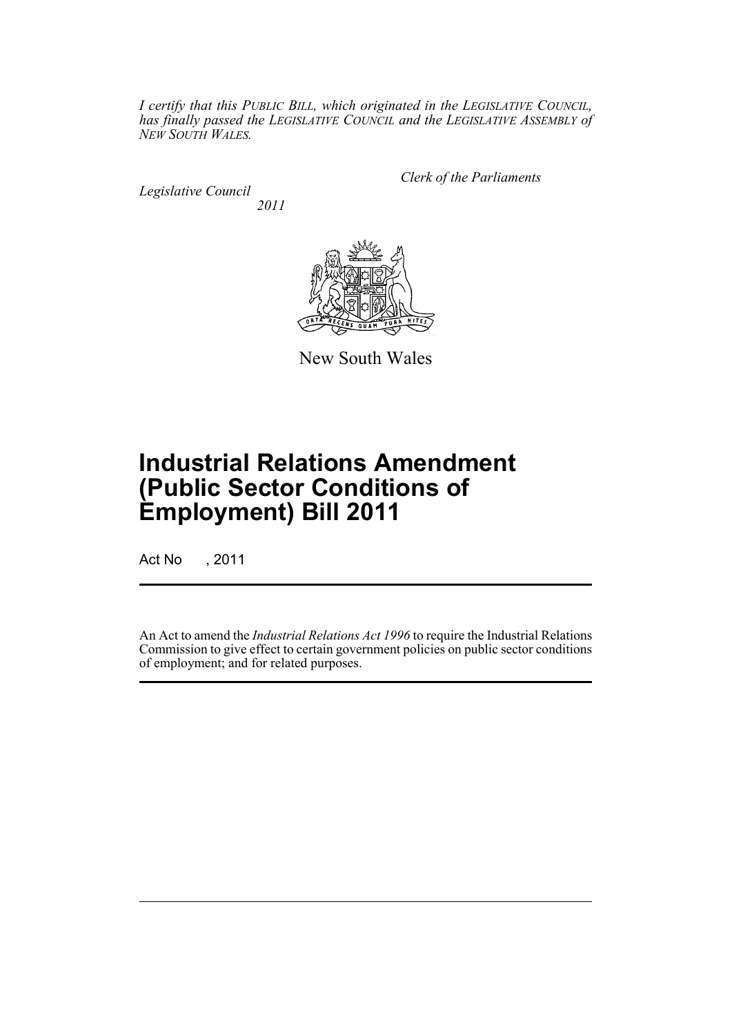*I certify that this PUBLIC BILL, which originated in the LEGISLATIVE COUNCIL, has finally passed the LEGISLATIVE COUNCIL and the LEGISLATIVE ASSEMBLY of NEW SOUTH WALES.*

*Clerk of the Parliaments*

*Legislative Council*

*2011*

New South Wales

# Industrial Relations Amendment (Public Sector Conditions of Employment) Bill 2011

Act No , 2011

An Act to amend the *Industrial Relations Act 1996* to require the Industrial Relations Commission to give effect to certain government policies on public sector conditions of employment; and for related purposes.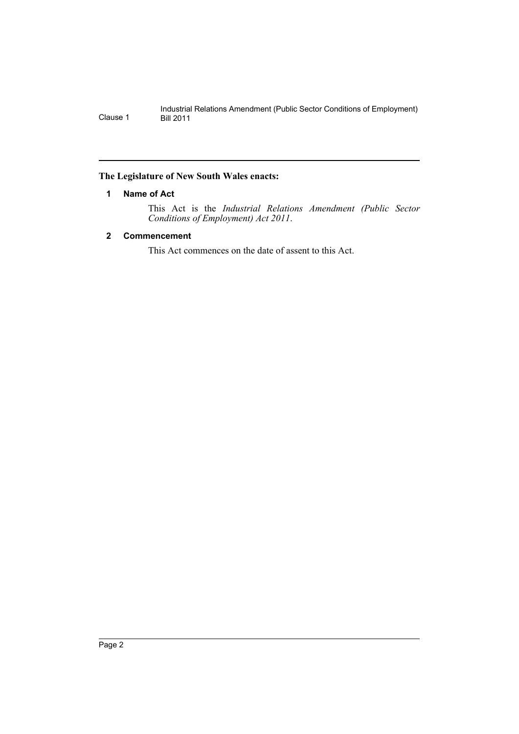**The Legislature of New South Wales enacts:**

### 1 Name of Act

This Act is the *Industrial Relations Amendment (Public Sector Conditions of Employment) Act 2011*.

### 2 Commencement

This Act commences on the date of assent to this Act.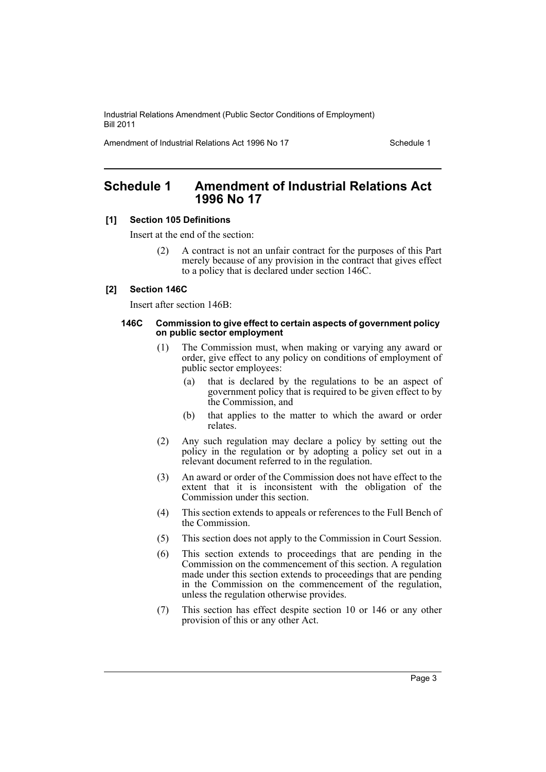## Schedule 1 Amendment of Industrial Relations Act 1996 No 17

### [1] Section 105 Definitions

Insert at the end of the section:

(2) A contract is not an unfair contract for the purposes of this Part merely because of any provision in the contract that gives effect to a policy that is declared under section 146C.

### [2] Section 146C

Insert after section 146B:

#### 146C Commission to give effect to certain aspects of government policy on public sector employment

(1) The Commission must, when making or varying any award or order, give effect to any policy on conditions of employment of public sector employees:

(a) that is declared by the regulations to be an aspect of government policy that is required to be given effect to by the Commission, and

(b) that applies to the matter to which the award or order relates.

(2) Any such regulation may declare a policy by setting out the policy in the regulation or by adopting a policy set out in a relevant document referred to in the regulation.

(3) An award or order of the Commission does not have effect to the extent that it is inconsistent with the obligation of the Commission under this section.

(4) This section extends to appeals or references to the Full Bench of the Commission.

(5) This section does not apply to the Commission in Court Session.

(6) This section extends to proceedings that are pending in the Commission on the commencement of this section. A regulation made under this section extends to proceedings that are pending in the Commission on the commencement of the regulation, unless the regulation otherwise provides.

(7) This section has effect despite section 10 or 146 or any other provision of this or any other Act.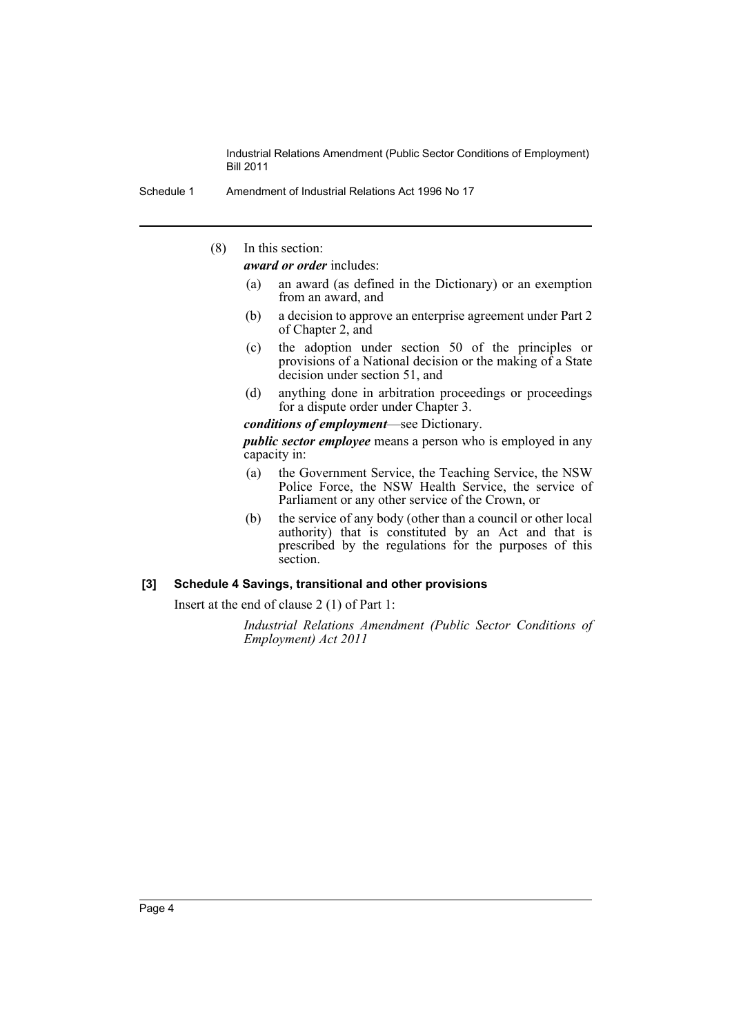(8) In this section:

***award or order*** includes:

(a) an award (as defined in the Dictionary) or an exemption from an award, and

(b) a decision to approve an enterprise agreement under Part 2 of Chapter 2, and

(c) the adoption under section 50 of the principles or provisions of a National decision or the making of a State decision under section 51, and

(d) anything done in arbitration proceedings or proceedings for a dispute order under Chapter 3.

***conditions of employment***—see Dictionary.

***public sector employee*** means a person who is employed in any capacity in:

(a) the Government Service, the Teaching Service, the NSW Police Force, the NSW Health Service, the service of Parliament or any other service of the Crown, or

(b) the service of any body (other than a council or other local authority) that is constituted by an Act and that is prescribed by the regulations for the purposes of this section.

### [3] Schedule 4 Savings, transitional and other provisions

Insert at the end of clause 2 (1) of Part 1:

*Industrial Relations Amendment (Public Sector Conditions of Employment) Act 2011*